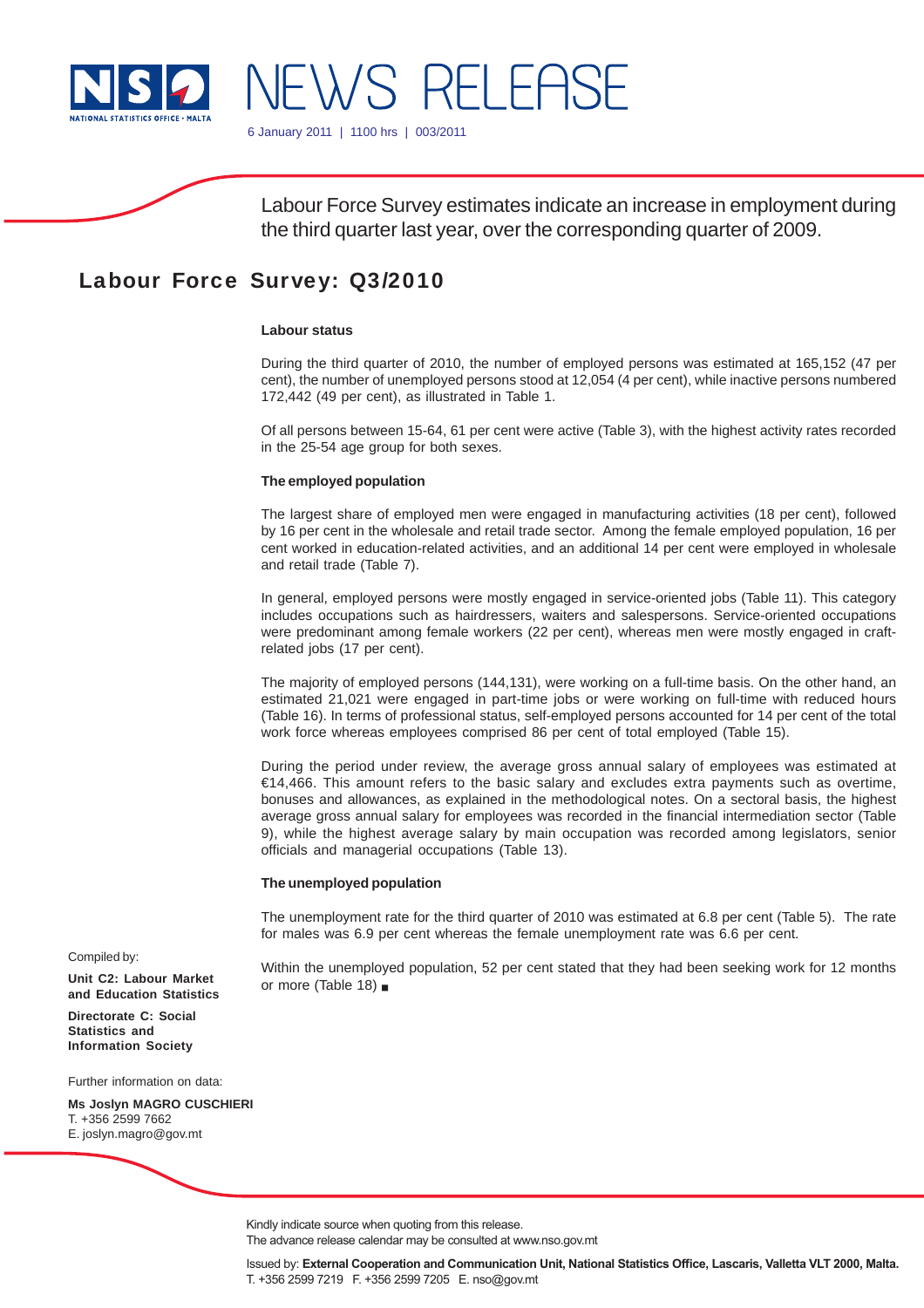NSO NATIONAL STATISTICS OFFICE · MALTA

# NEWS RELEASE

6 January 2011 | 1100 hrs | 003/2011

Labour Force Survey estimates indicate an increase in employment during the third quarter last year, over the corresponding quarter of 2009.

## Labour Force Survey: Q3/2010

### Labour status

During the third quarter of 2010, the number of employed persons was estimated at 165,152 (47 per cent), the number of unemployed persons stood at 12,054 (4 per cent), while inactive persons numbered 172,442 (49 per cent), as illustrated in Table 1.

Of all persons between 15-64, 61 per cent were active (Table 3), with the highest activity rates recorded in the 25-54 age group for both sexes.

### The employed population

The largest share of employed men were engaged in manufacturing activities (18 per cent), followed by 16 per cent in the wholesale and retail trade sector. Among the female employed population, 16 per cent worked in education-related activities, and an additional 14 per cent were employed in wholesale and retail trade (Table 7).

In general, employed persons were mostly engaged in service-oriented jobs (Table 11). This category includes occupations such as hairdressers, waiters and salespersons. Service-oriented occupations were predominant among female workers (22 per cent), whereas men were mostly engaged in craft-related jobs (17 per cent).

The majority of employed persons (144,131), were working on a full-time basis. On the other hand, an estimated 21,021 were engaged in part-time jobs or were working on full-time with reduced hours (Table 16). In terms of professional status, self-employed persons accounted for 14 per cent of the total work force whereas employees comprised 86 per cent of total employed (Table 15).

During the period under review, the average gross annual salary of employees was estimated at €14,466. This amount refers to the basic salary and excludes extra payments such as overtime, bonuses and allowances, as explained in the methodological notes. On a sectoral basis, the highest average gross annual salary for employees was recorded in the financial intermediation sector (Table 9), while the highest average salary by main occupation was recorded among legislators, senior officials and managerial occupations (Table 13).

### The unemployed population

The unemployment rate for the third quarter of 2010 was estimated at 6.8 per cent (Table 5). The rate for males was 6.9 per cent whereas the female unemployment rate was 6.6 per cent.

Within the unemployed population, 52 per cent stated that they had been seeking work for 12 months or more (Table 18) ■

Compiled by:

**Unit C2: Labour Market and Education Statistics**

**Directorate C: Social Statistics and Information Society**

Further information on data:

**Ms Joslyn MAGRO CUSCHIERI**
T. +356 2599 7662
E. joslyn.magro@gov.mt

Kindly indicate source when quoting from this release.
The advance release calendar may be consulted at www.nso.gov.mt

Issued by: **External Cooperation and Communication Unit, National Statistics Office, Lascaris, Valletta VLT 2000, Malta.**
T. +356 2599 7219 F. +356 2599 7205 E. nso@gov.mt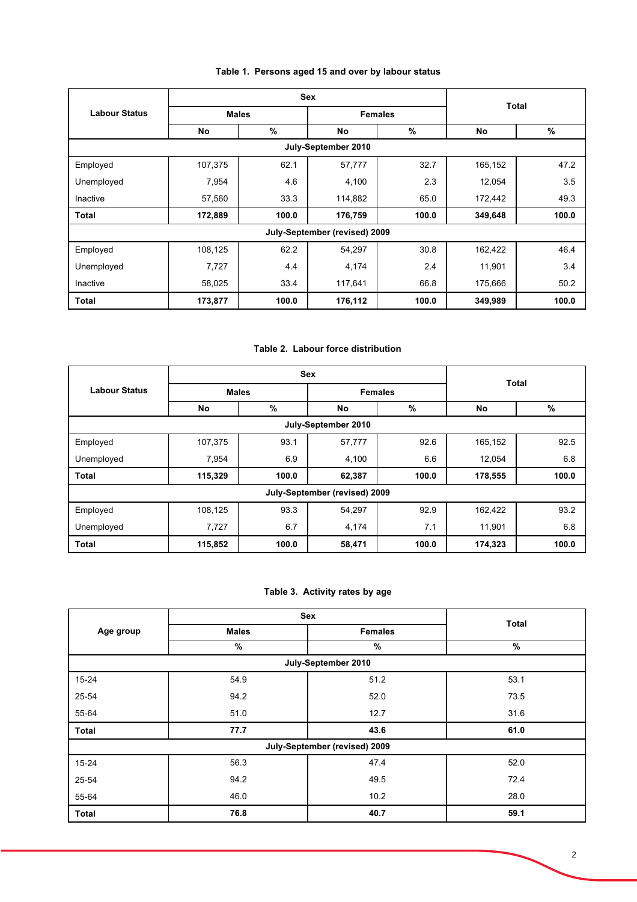### Table 1. Persons aged 15 and over by labour status

| Labour Status | Sex | | | | Total | |
|---|---|---|---|---|---|---|
| | Males | | Females | | | |
| | No | % | No | % | No | % |
| **July-September 2010** | | | | | | |
| Employed | 107,375 | 62.1 | 57,777 | 32.7 | 165,152 | 47.2 |
| Unemployed | 7,954 | 4.6 | 4,100 | 2.3 | 12,054 | 3.5 |
| Inactive | 57,560 | 33.3 | 114,882 | 65.0 | 172,442 | 49.3 |
| **Total** | **172,889** | **100.0** | **176,759** | **100.0** | **349,648** | **100.0** |
| **July-September (revised) 2009** | | | | | | |
| Employed | 108,125 | 62.2 | 54,297 | 30.8 | 162,422 | 46.4 |
| Unemployed | 7,727 | 4.4 | 4,174 | 2.4 | 11,901 | 3.4 |
| Inactive | 58,025 | 33.4 | 117,641 | 66.8 | 175,666 | 50.2 |
| **Total** | **173,877** | **100.0** | **176,112** | **100.0** | **349,989** | **100.0** |

### Table 2. Labour force distribution

| Labour Status | Sex | | | | Total | |
|---|---|---|---|---|---|---|
| | Males | | Females | | | |
| | No | % | No | % | No | % |
| **July-September 2010** | | | | | | |
| Employed | 107,375 | 93.1 | 57,777 | 92.6 | 165,152 | 92.5 |
| Unemployed | 7,954 | 6.9 | 4,100 | 6.6 | 12,054 | 6.8 |
| **Total** | **115,329** | **100.0** | **62,387** | **100.0** | **178,555** | **100.0** |
| **July-September (revised) 2009** | | | | | | |
| Employed | 108,125 | 93.3 | 54,297 | 92.9 | 162,422 | 93.2 |
| Unemployed | 7,727 | 6.7 | 4,174 | 7.1 | 11,901 | 6.8 |
| **Total** | **115,852** | **100.0** | **58,471** | **100.0** | **174,323** | **100.0** |

### Table 3. Activity rates by age

| Age group | Sex | | Total |
|---|---|---|---|
| | Males | Females | |
| | % | % | % |
| **July-September 2010** | | | |
| 15-24 | 54.9 | 51.2 | 53.1 |
| 25-54 | 94.2 | 52.0 | 73.5 |
| 55-64 | 51.0 | 12.7 | 31.6 |
| **Total** | **77.7** | **43.6** | **61.0** |
| **July-September (revised) 2009** | | | |
| 15-24 | 56.3 | 47.4 | 52.0 |
| 25-54 | 94.2 | 49.5 | 72.4 |
| 55-64 | 46.0 | 10.2 | 28.0 |
| **Total** | **76.8** | **40.7** | **59.1** |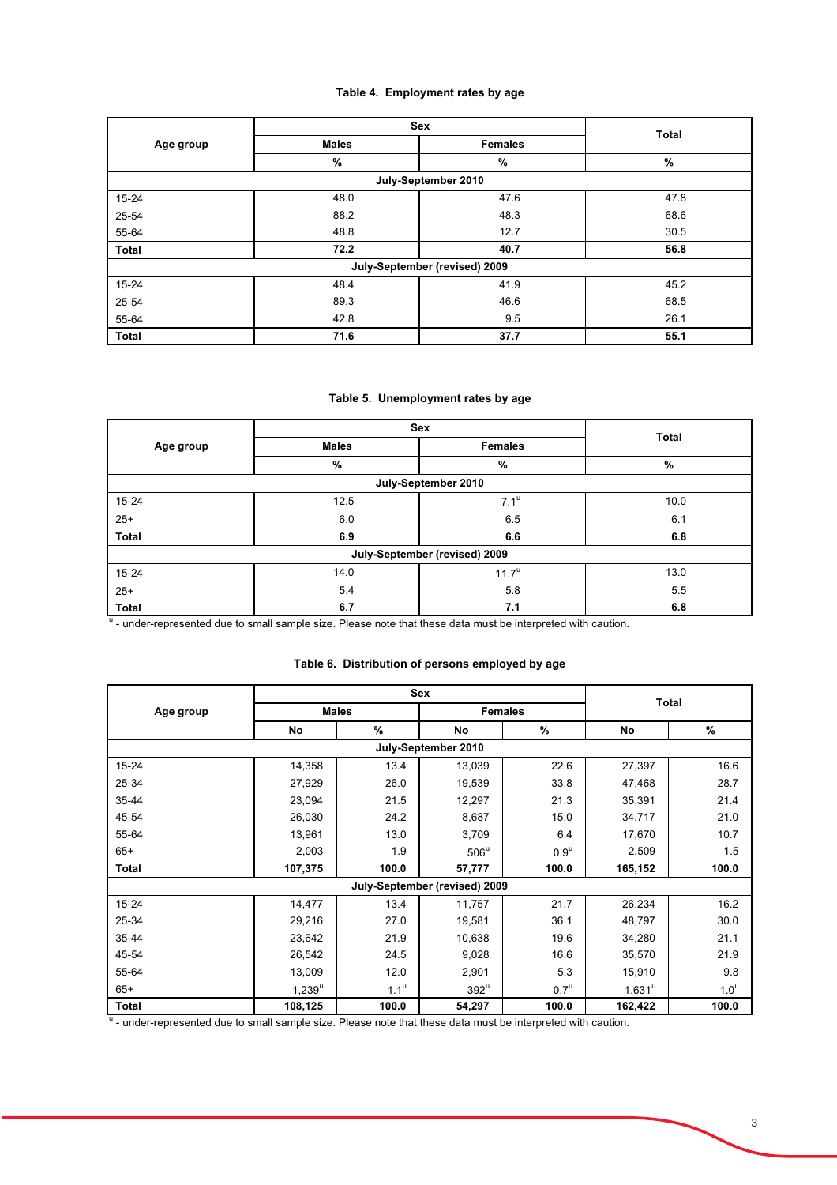**Table 4. Employment rates by age**

| Age group | Sex | | Total |
|---|---|---|---|
| | Males | Females | |
| | % | % | % |
| **July-September 2010** | | | |
| 15-24 | 48.0 | 47.6 | 47.8 |
| 25-54 | 88.2 | 48.3 | 68.6 |
| 55-64 | 48.8 | 12.7 | 30.5 |
| **Total** | **72.2** | **40.7** | **56.8** |
| **July-September (revised) 2009** | | | |
| 15-24 | 48.4 | 41.9 | 45.2 |
| 25-54 | 89.3 | 46.6 | 68.5 |
| 55-64 | 42.8 | 9.5 | 26.1 |
| **Total** | **71.6** | **37.7** | **55.1** |

**Table 5. Unemployment rates by age**

| Age group | Sex | | Total |
|---|---|---|---|
| | Males | Females | |
| | % | % | % |
| **July-September 2010** | | | |
| 15-24 | 12.5 | 7.1[u] | 10.0 |
| 25+ | 6.0 | 6.5 | 6.1 |
| **Total** | **6.9** | **6.6** | **6.8** |
| **July-September (revised) 2009** | | | |
| 15-24 | 14.0 | 11.7[u] | 13.0 |
| 25+ | 5.4 | 5.8 | 5.5 |
| **Total** | **6.7** | **7.1** | **6.8** |

[u] - under-represented due to small sample size. Please note that these data must be interpreted with caution.

**Table 6. Distribution of persons employed by age**

| Age group | Sex | | | | Total | |
|---|---|---|---|---|---|---|
| | Males | | Females | | | |
| | No | % | No | % | No | % |
| **July-September 2010** | | | | | | |
| 15-24 | 14,358 | 13.4 | 13,039 | 22.6 | 27,397 | 16.6 |
| 25-34 | 27,929 | 26.0 | 19,539 | 33.8 | 47,468 | 28.7 |
| 35-44 | 23,094 | 21.5 | 12,297 | 21.3 | 35,391 | 21.4 |
| 45-54 | 26,030 | 24.2 | 8,687 | 15.0 | 34,717 | 21.0 |
| 55-64 | 13,961 | 13.0 | 3,709 | 6.4 | 17,670 | 10.7 |
| 65+ | 2,003 | 1.9 | 506[u] | 0.9[u] | 2,509 | 1.5 |
| **Total** | **107,375** | **100.0** | **57,777** | **100.0** | **165,152** | **100.0** |
| **July-September (revised) 2009** | | | | | | |
| 15-24 | 14,477 | 13.4 | 11,757 | 21.7 | 26,234 | 16.2 |
| 25-34 | 29,216 | 27.0 | 19,581 | 36.1 | 48,797 | 30.0 |
| 35-44 | 23,642 | 21.9 | 10,638 | 19.6 | 34,280 | 21.1 |
| 45-54 | 26,542 | 24.5 | 9,028 | 16.6 | 35,570 | 21.9 |
| 55-64 | 13,009 | 12.0 | 2,901 | 5.3 | 15,910 | 9.8 |
| 65+ | 1,239[u] | 1.1[u] | 392[u] | 0.7[u] | 1,631[u] | 1.0[u] |
| **Total** | **108,125** | **100.0** | **54,297** | **100.0** | **162,422** | **100.0** |

[u] - under-represented due to small sample size. Please note that these data must be interpreted with caution.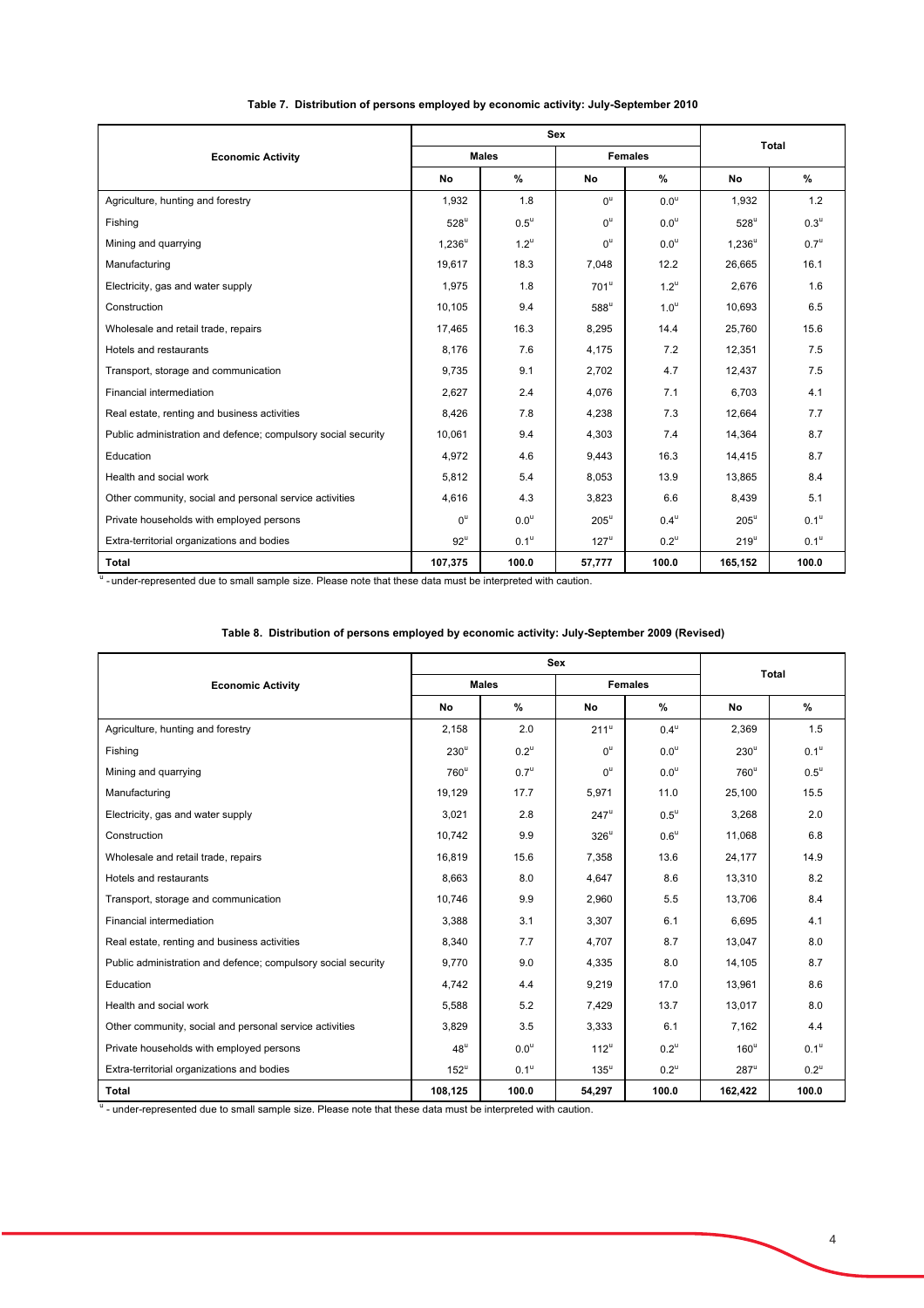**Table 7. Distribution of persons employed by economic activity: July-September 2010**

| Economic Activity | Sex | | | | Total | |
|---|---|---|---|---|---|---|
| | Males | | Females | | | |
| | No | % | No | % | No | % |
| Agriculture, hunting and forestry | 1,932 | 1.8 | 0[u] | 0.0[u] | 1,932 | 1.2 |
| Fishing | 528[u] | 0.5[u] | 0[u] | 0.0[u] | 528[u] | 0.3[u] |
| Mining and quarrying | 1,236[u] | 1.2[u] | 0[u] | 0.0[u] | 1,236[u] | 0.7[u] |
| Manufacturing | 19,617 | 18.3 | 7,048 | 12.2 | 26,665 | 16.1 |
| Electricity, gas and water supply | 1,975 | 1.8 | 701[u] | 1.2[u] | 2,676 | 1.6 |
| Construction | 10,105 | 9.4 | 588[u] | 1.0[u] | 10,693 | 6.5 |
| Wholesale and retail trade, repairs | 17,465 | 16.3 | 8,295 | 14.4 | 25,760 | 15.6 |
| Hotels and restaurants | 8,176 | 7.6 | 4,175 | 7.2 | 12,351 | 7.5 |
| Transport, storage and communication | 9,735 | 9.1 | 2,702 | 4.7 | 12,437 | 7.5 |
| Financial intermediation | 2,627 | 2.4 | 4,076 | 7.1 | 6,703 | 4.1 |
| Real estate, renting and business activities | 8,426 | 7.8 | 4,238 | 7.3 | 12,664 | 7.7 |
| Public administration and defence; compulsory social security | 10,061 | 9.4 | 4,303 | 7.4 | 14,364 | 8.7 |
| Education | 4,972 | 4.6 | 9,443 | 16.3 | 14,415 | 8.7 |
| Health and social work | 5,812 | 5.4 | 8,053 | 13.9 | 13,865 | 8.4 |
| Other community, social and personal service activities | 4,616 | 4.3 | 3,823 | 6.6 | 8,439 | 5.1 |
| Private households with employed persons | 0[u] | 0.0[u] | 205[u] | 0.4[u] | 205[u] | 0.1[u] |
| Extra-territorial organizations and bodies | 92[u] | 0.1[u] | 127[u] | 0.2[u] | 219[u] | 0.1[u] |
| **Total** | **107,375** | **100.0** | **57,777** | **100.0** | **165,152** | **100.0** |

[u] - under-represented due to small sample size. Please note that these data must be interpreted with caution.

**Table 8. Distribution of persons employed by economic activity: July-September 2009 (Revised)**

| Economic Activity | Sex | | | | Total | |
|---|---|---|---|---|---|---|
| | Males | | Females | | | |
| | No | % | No | % | No | % |
| Agriculture, hunting and forestry | 2,158 | 2.0 | 211[u] | 0.4[u] | 2,369 | 1.5 |
| Fishing | 230[u] | 0.2[u] | 0[u] | 0.0[u] | 230[u] | 0.1[u] |
| Mining and quarrying | 760[u] | 0.7[u] | 0[u] | 0.0[u] | 760[u] | 0.5[u] |
| Manufacturing | 19,129 | 17.7 | 5,971 | 11.0 | 25,100 | 15.5 |
| Electricity, gas and water supply | 3,021 | 2.8 | 247[u] | 0.5[u] | 3,268 | 2.0 |
| Construction | 10,742 | 9.9 | 326[u] | 0.6[u] | 11,068 | 6.8 |
| Wholesale and retail trade, repairs | 16,819 | 15.6 | 7,358 | 13.6 | 24,177 | 14.9 |
| Hotels and restaurants | 8,663 | 8.0 | 4,647 | 8.6 | 13,310 | 8.2 |
| Transport, storage and communication | 10,746 | 9.9 | 2,960 | 5.5 | 13,706 | 8.4 |
| Financial intermediation | 3,388 | 3.1 | 3,307 | 6.1 | 6,695 | 4.1 |
| Real estate, renting and business activities | 8,340 | 7.7 | 4,707 | 8.7 | 13,047 | 8.0 |
| Public administration and defence; compulsory social security | 9,770 | 9.0 | 4,335 | 8.0 | 14,105 | 8.7 |
| Education | 4,742 | 4.4 | 9,219 | 17.0 | 13,961 | 8.6 |
| Health and social work | 5,588 | 5.2 | 7,429 | 13.7 | 13,017 | 8.0 |
| Other community, social and personal service activities | 3,829 | 3.5 | 3,333 | 6.1 | 7,162 | 4.4 |
| Private households with employed persons | 48[u] | 0.0[u] | 112[u] | 0.2[u] | 160[u] | 0.1[u] |
| Extra-territorial organizations and bodies | 152[u] | 0.1[u] | 135[u] | 0.2[u] | 287[u] | 0.2[u] |
| **Total** | **108,125** | **100.0** | **54,297** | **100.0** | **162,422** | **100.0** |

[u] - under-represented due to small sample size. Please note that these data must be interpreted with caution.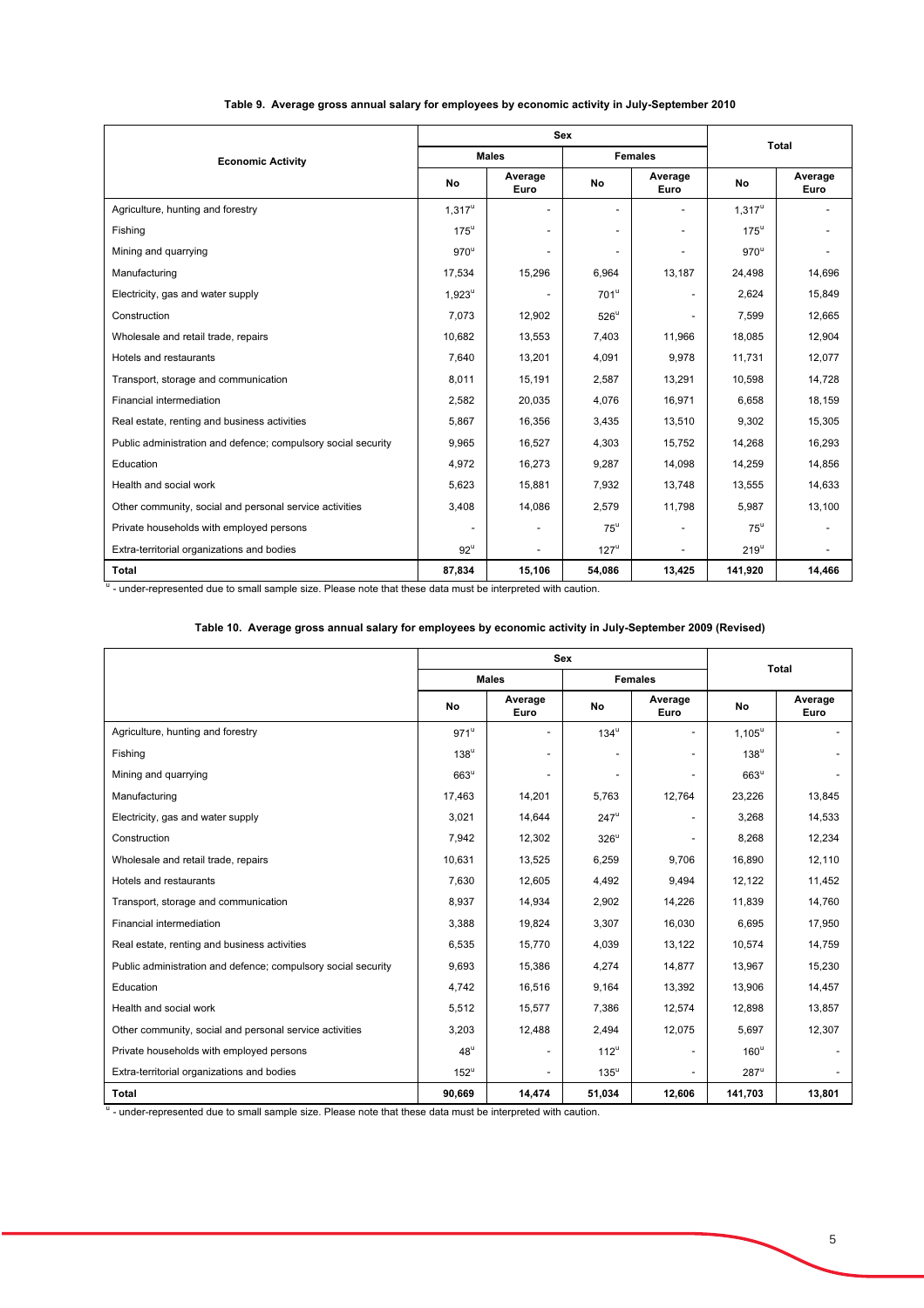**Table 9. Average gross annual salary for employees by economic activity in July-September 2010**

| Economic Activity | Sex | | | | Total | |
|---|---|---|---|---|---|---|
| | Males | | Females | | | |
| | No | Average Euro | No | Average Euro | No | Average Euro |
| Agriculture, hunting and forestry | 1,317[u] | - | - | - | 1,317[u] | - |
| Fishing | 175[u] | - | - | - | 175[u] | - |
| Mining and quarrying | 970[u] | - | - | - | 970[u] | - |
| Manufacturing | 17,534 | 15,296 | 6,964 | 13,187 | 24,498 | 14,696 |
| Electricity, gas and water supply | 1,923[u] | - | 701[u] | - | 2,624 | 15,849 |
| Construction | 7,073 | 12,902 | 526[u] | - | 7,599 | 12,665 |
| Wholesale and retail trade, repairs | 10,682 | 13,553 | 7,403 | 11,966 | 18,085 | 12,904 |
| Hotels and restaurants | 7,640 | 13,201 | 4,091 | 9,978 | 11,731 | 12,077 |
| Transport, storage and communication | 8,011 | 15,191 | 2,587 | 13,291 | 10,598 | 14,728 |
| Financial intermediation | 2,582 | 20,035 | 4,076 | 16,971 | 6,658 | 18,159 |
| Real estate, renting and business activities | 5,867 | 16,356 | 3,435 | 13,510 | 9,302 | 15,305 |
| Public administration and defence; compulsory social security | 9,965 | 16,527 | 4,303 | 15,752 | 14,268 | 16,293 |
| Education | 4,972 | 16,273 | 9,287 | 14,098 | 14,259 | 14,856 |
| Health and social work | 5,623 | 15,881 | 7,932 | 13,748 | 13,555 | 14,633 |
| Other community, social and personal service activities | 3,408 | 14,086 | 2,579 | 11,798 | 5,987 | 13,100 |
| Private households with employed persons | - | - | 75[u] | - | 75[u] | - |
| Extra-territorial organizations and bodies | 92[u] | - | 127[u] | - | 219[u] | - |
| **Total** | **87,834** | **15,106** | **54,086** | **13,425** | **141,920** | **14,466** |

[u] - under-represented due to small sample size. Please note that these data must be interpreted with caution.

**Table 10. Average gross annual salary for employees by economic activity in July-September 2009 (Revised)**

| | Sex | | | | Total | |
|---|---|---|---|---|---|---|
| | Males | | Females | | | |
| | No | Average Euro | No | Average Euro | No | Average Euro |
| Agriculture, hunting and forestry | 971[u] | - | 134[u] | - | 1,105[u] | - |
| Fishing | 138[u] | - | - | - | 138[u] | - |
| Mining and quarrying | 663[u] | - | - | - | 663[u] | - |
| Manufacturing | 17,463 | 14,201 | 5,763 | 12,764 | 23,226 | 13,845 |
| Electricity, gas and water supply | 3,021 | 14,644 | 247[u] | - | 3,268 | 14,533 |
| Construction | 7,942 | 12,302 | 326[u] | - | 8,268 | 12,234 |
| Wholesale and retail trade, repairs | 10,631 | 13,525 | 6,259 | 9,706 | 16,890 | 12,110 |
| Hotels and restaurants | 7,630 | 12,605 | 4,492 | 9,494 | 12,122 | 11,452 |
| Transport, storage and communication | 8,937 | 14,934 | 2,902 | 14,226 | 11,839 | 14,760 |
| Financial intermediation | 3,388 | 19,824 | 3,307 | 16,030 | 6,695 | 17,950 |
| Real estate, renting and business activities | 6,535 | 15,770 | 4,039 | 13,122 | 10,574 | 14,759 |
| Public administration and defence; compulsory social security | 9,693 | 15,386 | 4,274 | 14,877 | 13,967 | 15,230 |
| Education | 4,742 | 16,516 | 9,164 | 13,392 | 13,906 | 14,457 |
| Health and social work | 5,512 | 15,577 | 7,386 | 12,574 | 12,898 | 13,857 |
| Other community, social and personal service activities | 3,203 | 12,488 | 2,494 | 12,075 | 5,697 | 12,307 |
| Private households with employed persons | 48[u] | - | 112[u] | - | 160[u] | - |
| Extra-territorial organizations and bodies | 152[u] | - | 135[u] | - | 287[u] | - |
| **Total** | **90,669** | **14,474** | **51,034** | **12,606** | **141,703** | **13,801** |

[u] - under-represented due to small sample size. Please note that these data must be interpreted with caution.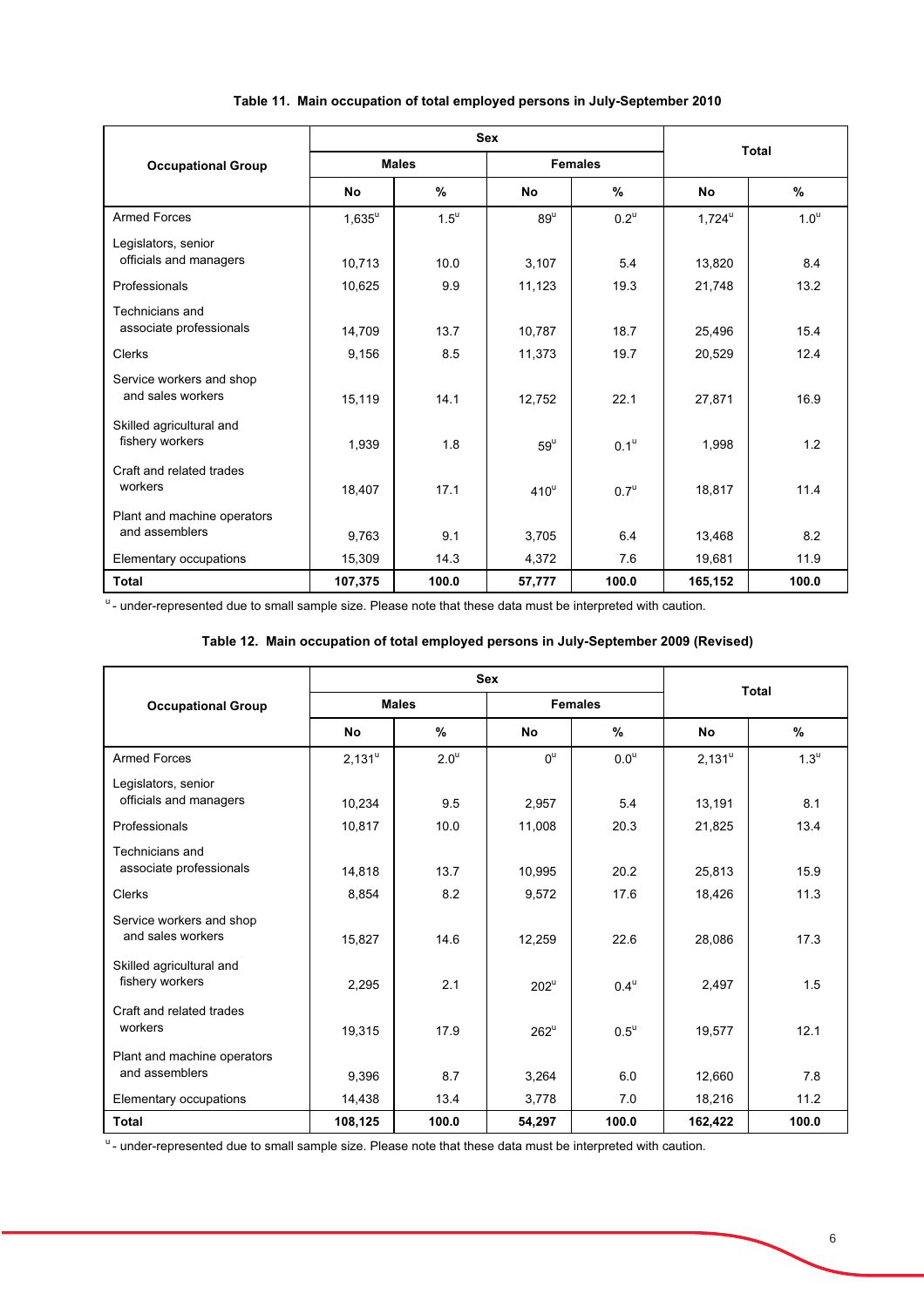**Table 11. Main occupation of total employed persons in July-September 2010**

| Occupational Group | Sex | | | | Total | |
|---|---|---|---|---|---|---|
| | Males | | Females | | | |
| | No | % | No | % | No | % |
| Armed Forces | 1,635[u] | 1.5[u] | 89[u] | 0.2[u] | 1,724[u] | 1.0[u] |
| Legislators, senior officials and managers | 10,713 | 10.0 | 3,107 | 5.4 | 13,820 | 8.4 |
| Professionals | 10,625 | 9.9 | 11,123 | 19.3 | 21,748 | 13.2 |
| Technicians and associate professionals | 14,709 | 13.7 | 10,787 | 18.7 | 25,496 | 15.4 |
| Clerks | 9,156 | 8.5 | 11,373 | 19.7 | 20,529 | 12.4 |
| Service workers and shop and sales workers | 15,119 | 14.1 | 12,752 | 22.1 | 27,871 | 16.9 |
| Skilled agricultural and fishery workers | 1,939 | 1.8 | 59[u] | 0.1[u] | 1,998 | 1.2 |
| Craft and related trades workers | 18,407 | 17.1 | 410[u] | 0.7[u] | 18,817 | 11.4 |
| Plant and machine operators and assemblers | 9,763 | 9.1 | 3,705 | 6.4 | 13,468 | 8.2 |
| Elementary occupations | 15,309 | 14.3 | 4,372 | 7.6 | 19,681 | 11.9 |
| **Total** | **107,375** | **100.0** | **57,777** | **100.0** | **165,152** | **100.0** |

[u] - under-represented due to small sample size. Please note that these data must be interpreted with caution.

**Table 12. Main occupation of total employed persons in July-September 2009 (Revised)**

| Occupational Group | Sex | | | | Total | |
|---|---|---|---|---|---|---|
| | Males | | Females | | | |
| | No | % | No | % | No | % |
| Armed Forces | 2,131[u] | 2.0[u] | 0[u] | 0.0[u] | 2,131[u] | 1.3[u] |
| Legislators, senior officials and managers | 10,234 | 9.5 | 2,957 | 5.4 | 13,191 | 8.1 |
| Professionals | 10,817 | 10.0 | 11,008 | 20.3 | 21,825 | 13.4 |
| Technicians and associate professionals | 14,818 | 13.7 | 10,995 | 20.2 | 25,813 | 15.9 |
| Clerks | 8,854 | 8.2 | 9,572 | 17.6 | 18,426 | 11.3 |
| Service workers and shop and sales workers | 15,827 | 14.6 | 12,259 | 22.6 | 28,086 | 17.3 |
| Skilled agricultural and fishery workers | 2,295 | 2.1 | 202[u] | 0.4[u] | 2,497 | 1.5 |
| Craft and related trades workers | 19,315 | 17.9 | 262[u] | 0.5[u] | 19,577 | 12.1 |
| Plant and machine operators and assemblers | 9,396 | 8.7 | 3,264 | 6.0 | 12,660 | 7.8 |
| Elementary occupations | 14,438 | 13.4 | 3,778 | 7.0 | 18,216 | 11.2 |
| **Total** | **108,125** | **100.0** | **54,297** | **100.0** | **162,422** | **100.0** |

[u] - under-represented due to small sample size. Please note that these data must be interpreted with caution.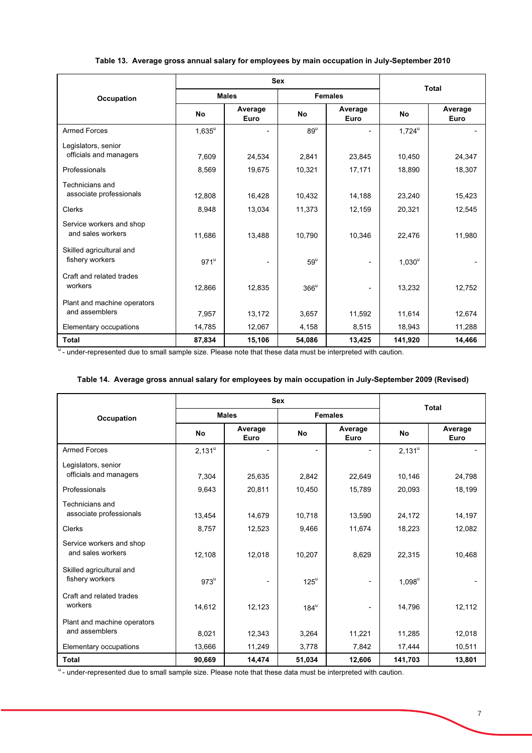**Table 13. Average gross annual salary for employees by main occupation in July-September 2010**

| Occupation | Sex | | | | Total | |
|---|---|---|---|---|---|---|
| | Males | | Females | | | |
| | No | Average Euro | No | Average Euro | No | Average Euro |
| Armed Forces | 1,635[u] | - | 89[u] | - | 1,724[u] | - |
| Legislators, senior officials and managers | 7,609 | 24,534 | 2,841 | 23,845 | 10,450 | 24,347 |
| Professionals | 8,569 | 19,675 | 10,321 | 17,171 | 18,890 | 18,307 |
| Technicians and associate professionals | 12,808 | 16,428 | 10,432 | 14,188 | 23,240 | 15,423 |
| Clerks | 8,948 | 13,034 | 11,373 | 12,159 | 20,321 | 12,545 |
| Service workers and shop and sales workers | 11,686 | 13,488 | 10,790 | 10,346 | 22,476 | 11,980 |
| Skilled agricultural and fishery workers | 971[u] | - | 59[u] | - | 1,030[u] | - |
| Craft and related trades workers | 12,866 | 12,835 | 366[u] | - | 13,232 | 12,752 |
| Plant and machine operators and assemblers | 7,957 | 13,172 | 3,657 | 11,592 | 11,614 | 12,674 |
| Elementary occupations | 14,785 | 12,067 | 4,158 | 8,515 | 18,943 | 11,288 |
| **Total** | **87,834** | **15,106** | **54,086** | **13,425** | **141,920** | **14,466** |

[u] - under-represented due to small sample size. Please note that these data must be interpreted with caution.

**Table 14. Average gross annual salary for employees by main occupation in July-September 2009 (Revised)**

| Occupation | Sex | | | | Total | |
|---|---|---|---|---|---|---|
| | Males | | Females | | | |
| | No | Average Euro | No | Average Euro | No | Average Euro |
| Armed Forces | 2,131[u] | - | - | - | 2,131[u] | - |
| Legislators, senior officials and managers | 7,304 | 25,635 | 2,842 | 22,649 | 10,146 | 24,798 |
| Professionals | 9,643 | 20,811 | 10,450 | 15,789 | 20,093 | 18,199 |
| Technicians and associate professionals | 13,454 | 14,679 | 10,718 | 13,590 | 24,172 | 14,197 |
| Clerks | 8,757 | 12,523 | 9,466 | 11,674 | 18,223 | 12,082 |
| Service workers and shop and sales workers | 12,108 | 12,018 | 10,207 | 8,629 | 22,315 | 10,468 |
| Skilled agricultural and fishery workers | 973[u] | - | 125[u] | - | 1,098[u] | - |
| Craft and related trades workers | 14,612 | 12,123 | 184[u] | - | 14,796 | 12,112 |
| Plant and machine operators and assemblers | 8,021 | 12,343 | 3,264 | 11,221 | 11,285 | 12,018 |
| Elementary occupations | 13,666 | 11,249 | 3,778 | 7,842 | 17,444 | 10,511 |
| **Total** | **90,669** | **14,474** | **51,034** | **12,606** | **141,703** | **13,801** |

[u] - under-represented due to small sample size. Please note that these data must be interpreted with caution.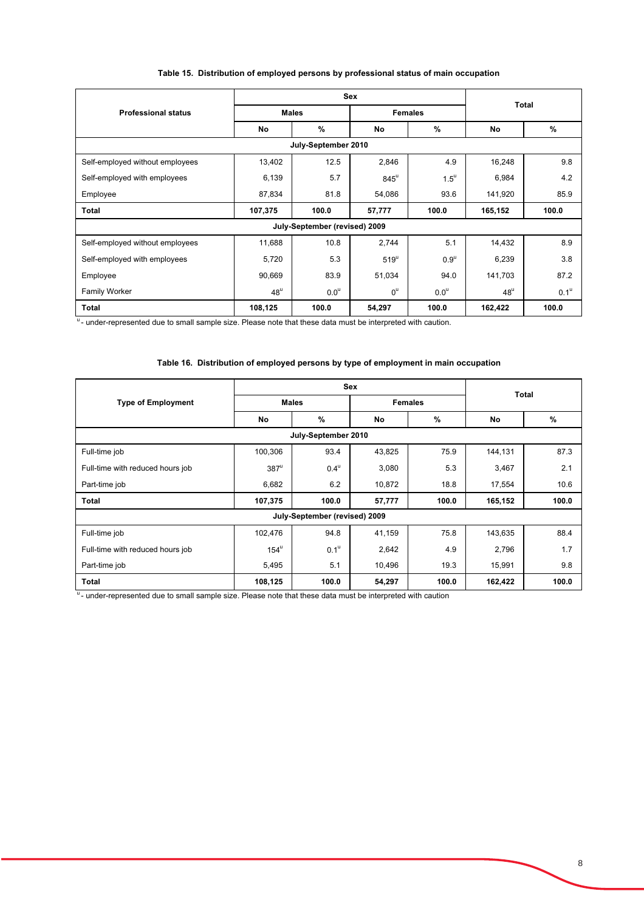**Table 15. Distribution of employed persons by professional status of main occupation**

| Professional status | Sex | | | | Total | |
|---|---|---|---|---|---|---|
| | Males | | Females | | | |
| | No | % | No | % | No | % |
| **July-September 2010** | | | | | | |
| Self-employed without employees | 13,402 | 12.5 | 2,846 | 4.9 | 16,248 | 9.8 |
| Self-employed with employees | 6,139 | 5.7 | 845[u] | 1.5[u] | 6,984 | 4.2 |
| Employee | 87,834 | 81.8 | 54,086 | 93.6 | 141,920 | 85.9 |
| **Total** | **107,375** | **100.0** | **57,777** | **100.0** | **165,152** | **100.0** |
| **July-September (revised) 2009** | | | | | | |
| Self-employed without employees | 11,688 | 10.8 | 2,744 | 5.1 | 14,432 | 8.9 |
| Self-employed with employees | 5,720 | 5.3 | 519[u] | 0.9[u] | 6,239 | 3.8 |
| Employee | 90,669 | 83.9 | 51,034 | 94.0 | 141,703 | 87.2 |
| Family Worker | 48[u] | 0.0[u] | 0[u] | 0.0[u] | 48[u] | 0.1[u] |
| **Total** | **108,125** | **100.0** | **54,297** | **100.0** | **162,422** | **100.0** |

[u] - under-represented due to small sample size. Please note that these data must be interpreted with caution.

**Table 16. Distribution of employed persons by type of employment in main occupation**

| Type of Employment | Sex | | | | Total | |
|---|---|---|---|---|---|---|
| | Males | | Females | | | |
| | No | % | No | % | No | % |
| **July-September 2010** | | | | | | |
| Full-time job | 100,306 | 93.4 | 43,825 | 75.9 | 144,131 | 87.3 |
| Full-time with reduced hours job | 387[u] | 0.4[u] | 3,080 | 5.3 | 3,467 | 2.1 |
| Part-time job | 6,682 | 6.2 | 10,872 | 18.8 | 17,554 | 10.6 |
| **Total** | **107,375** | **100.0** | **57,777** | **100.0** | **165,152** | **100.0** |
| **July-September (revised) 2009** | | | | | | |
| Full-time job | 102,476 | 94.8 | 41,159 | 75.8 | 143,635 | 88.4 |
| Full-time with reduced hours job | 154[u] | 0.1[u] | 2,642 | 4.9 | 2,796 | 1.7 |
| Part-time job | 5,495 | 5.1 | 10,496 | 19.3 | 15,991 | 9.8 |
| **Total** | **108,125** | **100.0** | **54,297** | **100.0** | **162,422** | **100.0** |

[u] - under-represented due to small sample size. Please note that these data must be interpreted with caution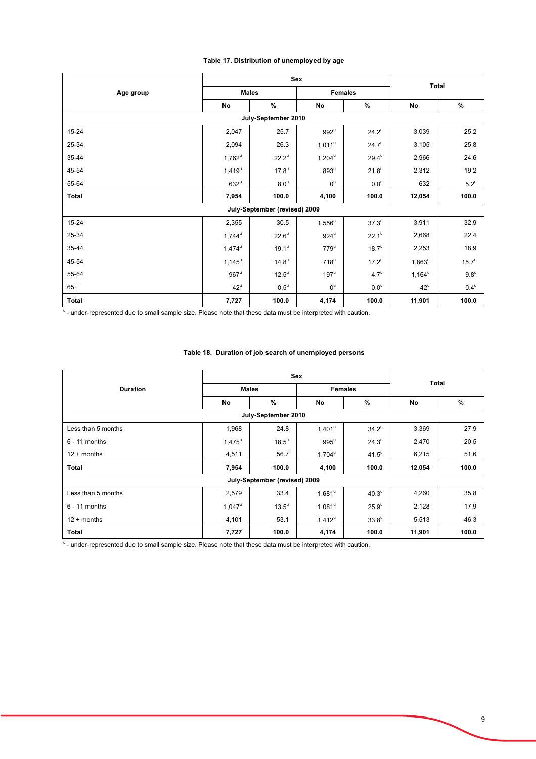**Table 17. Distribution of unemployed by age**

| Age group | Sex | | | | Total | |
|---|---|---|---|---|---|---|
| | Males | | Females | | | |
| | No | % | No | % | No | % |
| **July-September 2010** | | | | | | |
| 15-24 | 2,047 | 25.7 | 992[u] | 24.2[u] | 3,039 | 25.2 |
| 25-34 | 2,094 | 26.3 | 1,011[u] | 24.7[u] | 3,105 | 25.8 |
| 35-44 | 1,762[u] | 22.2[u] | 1,204[u] | 29.4[u] | 2,966 | 24.6 |
| 45-54 | 1,419[u] | 17.8[u] | 893[u] | 21.8[u] | 2,312 | 19.2 |
| 55-64 | 632[u] | 8.0[u] | 0[u] | 0.0[u] | 632 | 5.2[u] |
| **Total** | **7,954** | **100.0** | **4,100** | **100.0** | **12,054** | **100.0** |
| **July-September (revised) 2009** | | | | | | |
| 15-24 | 2,355 | 30.5 | 1,556[u] | 37.3[u] | 3,911 | 32.9 |
| 25-34 | 1,744[u] | 22.6[u] | 924[u] | 22.1[u] | 2,668 | 22.4 |
| 35-44 | 1,474[u] | 19.1[u] | 779[u] | 18.7[u] | 2,253 | 18.9 |
| 45-54 | 1,145[u] | 14.8[u] | 718[u] | 17.2[u] | 1,863[u] | 15.7[u] |
| 55-64 | 967[u] | 12.5[u] | 197[u] | 4.7[u] | 1,164[u] | 9.8[u] |
| 65+ | 42[u] | 0.5[u] | 0[u] | 0.0[u] | 42[u] | 0.4[u] |
| **Total** | **7,727** | **100.0** | **4,174** | **100.0** | **11,901** | **100.0** |

[u] - under-represented due to small sample size. Please note that these data must be interpreted with caution.

**Table 18. Duration of job search of unemployed persons**

| Duration | Sex | | | | Total | |
|---|---|---|---|---|---|---|
| | Males | | Females | | | |
| | No | % | No | % | No | % |
| **July-September 2010** | | | | | | |
| Less than 5 months | 1,968 | 24.8 | 1,401[u] | 34.2[u] | 3,369 | 27.9 |
| 6 - 11 months | 1,475[u] | 18.5[u] | 995[u] | 24.3[u] | 2,470 | 20.5 |
| 12 + months | 4,511 | 56.7 | 1,704[u] | 41.5[u] | 6,215 | 51.6 |
| **Total** | **7,954** | **100.0** | **4,100** | **100.0** | **12,054** | **100.0** |
| **July-September (revised) 2009** | | | | | | |
| Less than 5 months | 2,579 | 33.4 | 1,681[u] | 40.3[u] | 4,260 | 35.8 |
| 6 - 11 months | 1,047[u] | 13.5[u] | 1,081[u] | 25.9[u] | 2,128 | 17.9 |
| 12 + months | 4,101 | 53.1 | 1,412[u] | 33.8[u] | 5,513 | 46.3 |
| **Total** | **7,727** | **100.0** | **4,174** | **100.0** | **11,901** | **100.0** |

[u] - under-represented due to small sample size. Please note that these data must be interpreted with caution.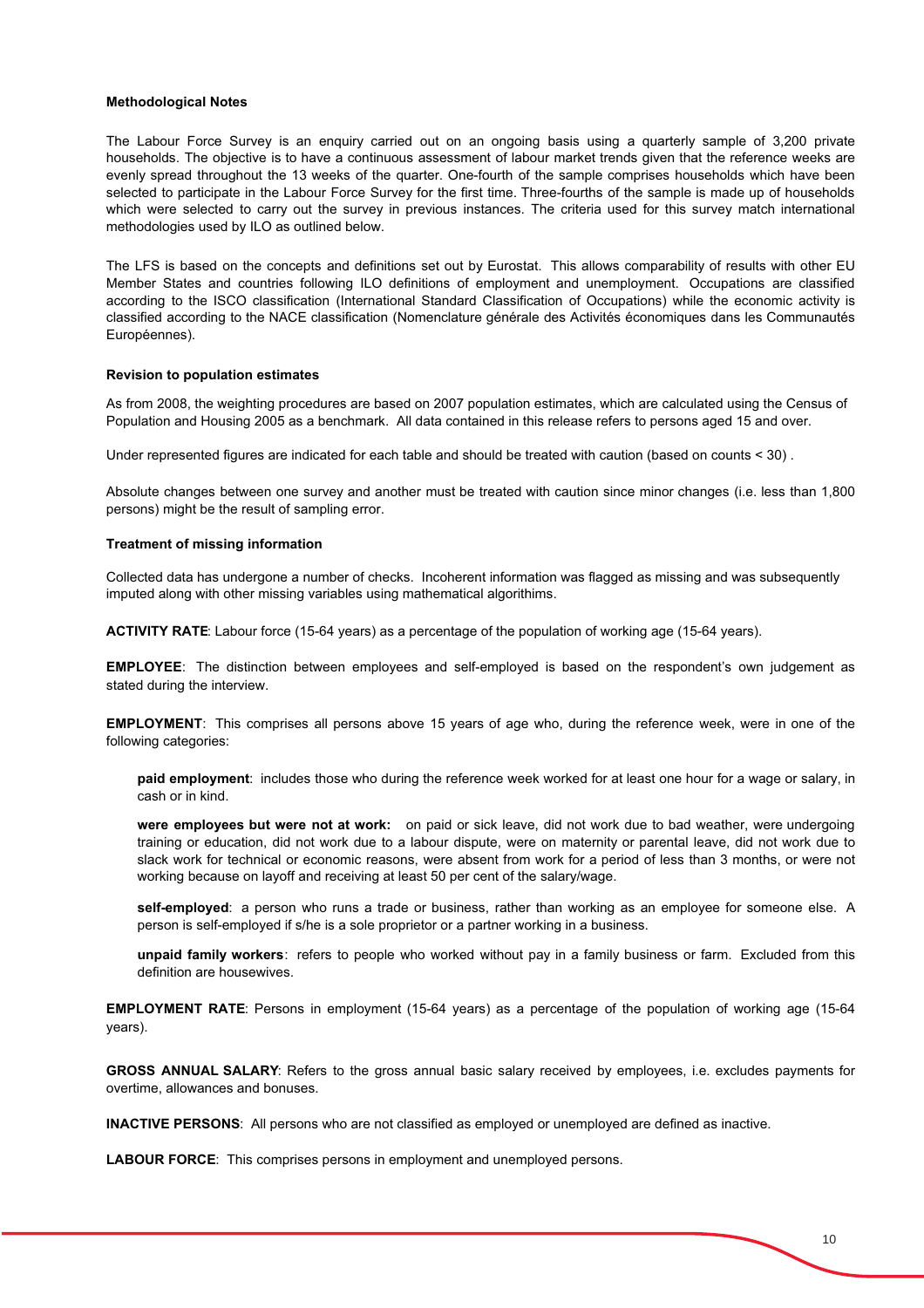**Methodological Notes**

The Labour Force Survey is an enquiry carried out on an ongoing basis using a quarterly sample of 3,200 private households. The objective is to have a continuous assessment of labour market trends given that the reference weeks are evenly spread throughout the 13 weeks of the quarter. One-fourth of the sample comprises households which have been selected to participate in the Labour Force Survey for the first time. Three-fourths of the sample is made up of households which were selected to carry out the survey in previous instances. The criteria used for this survey match international methodologies used by ILO as outlined below.

The LFS is based on the concepts and definitions set out by Eurostat. This allows comparability of results with other EU Member States and countries following ILO definitions of employment and unemployment. Occupations are classified according to the ISCO classification (International Standard Classification of Occupations) while the economic activity is classified according to the NACE classification (Nomenclature générale des Activités économiques dans les Communautés Européennes).

**Revision to population estimates**

As from 2008, the weighting procedures are based on 2007 population estimates, which are calculated using the Census of Population and Housing 2005 as a benchmark. All data contained in this release refers to persons aged 15 and over.

Under represented figures are indicated for each table and should be treated with caution (based on counts < 30) .

Absolute changes between one survey and another must be treated with caution since minor changes (i.e. less than 1,800 persons) might be the result of sampling error.

**Treatment of missing information**

Collected data has undergone a number of checks. Incoherent information was flagged as missing and was subsequently imputed along with other missing variables using mathematical algorithims.

**ACTIVITY RATE**: Labour force (15-64 years) as a percentage of the population of working age (15-64 years).

**EMPLOYEE**: The distinction between employees and self-employed is based on the respondent's own judgement as stated during the interview.

**EMPLOYMENT**: This comprises all persons above 15 years of age who, during the reference week, were in one of the following categories:

**paid employment**: includes those who during the reference week worked for at least one hour for a wage or salary, in cash or in kind.

**were employees but were not at work:** on paid or sick leave, did not work due to bad weather, were undergoing training or education, did not work due to a labour dispute, were on maternity or parental leave, did not work due to slack work for technical or economic reasons, were absent from work for a period of less than 3 months, or were not working because on layoff and receiving at least 50 per cent of the salary/wage.

**self-employed**: a person who runs a trade or business, rather than working as an employee for someone else. A person is self-employed if s/he is a sole proprietor or a partner working in a business.

**unpaid family workers**: refers to people who worked without pay in a family business or farm. Excluded from this definition are housewives.

**EMPLOYMENT RATE**: Persons in employment (15-64 years) as a percentage of the population of working age (15-64 years).

**GROSS ANNUAL SALARY**: Refers to the gross annual basic salary received by employees, i.e. excludes payments for overtime, allowances and bonuses.

**INACTIVE PERSONS**: All persons who are not classified as employed or unemployed are defined as inactive.

**LABOUR FORCE**: This comprises persons in employment and unemployed persons.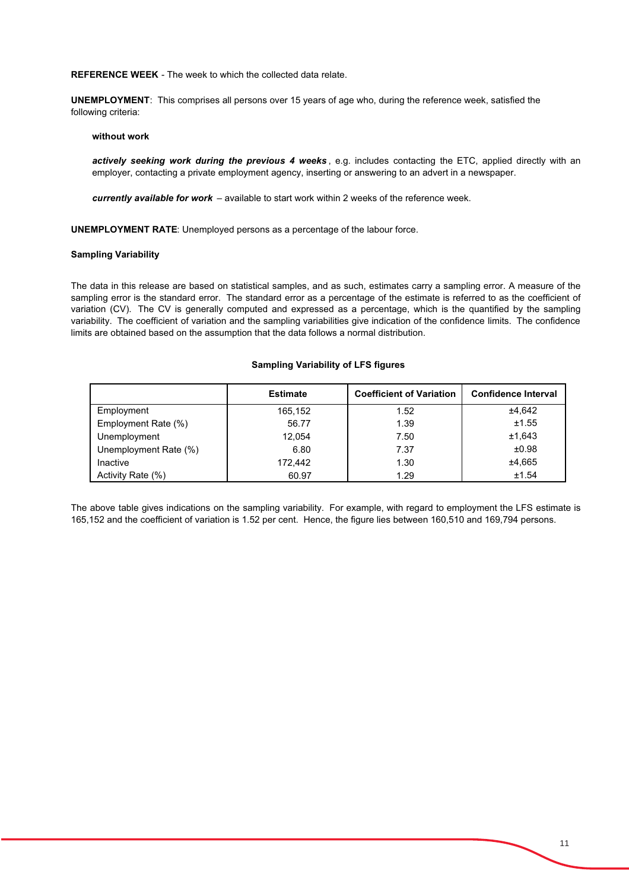**REFERENCE WEEK** - The week to which the collected data relate.

**UNEMPLOYMENT**: This comprises all persons over 15 years of age who, during the reference week, satisfied the following criteria:

**without work**

***actively seeking work during the previous 4 weeks***, e.g. includes contacting the ETC, applied directly with an employer, contacting a private employment agency, inserting or answering to an advert in a newspaper.

***currently available for work*** – available to start work within 2 weeks of the reference week.

**UNEMPLOYMENT RATE**: Unemployed persons as a percentage of the labour force.

**Sampling Variability**

The data in this release are based on statistical samples, and as such, estimates carry a sampling error. A measure of the sampling error is the standard error. The standard error as a percentage of the estimate is referred to as the coefficient of variation (CV). The CV is generally computed and expressed as a percentage, which is the quantified by the sampling variability. The coefficient of variation and the sampling variabilities give indication of the confidence limits. The confidence limits are obtained based on the assumption that the data follows a normal distribution.

**Sampling Variability of LFS figures**

| | Estimate | Coefficient of Variation | Confidence Interval |
|---|---|---|---|
| Employment | 165,152 | 1.52 | ±4,642 |
| Employment Rate (%) | 56.77 | 1.39 | ±1.55 |
| Unemployment | 12,054 | 7.50 | ±1,643 |
| Unemployment Rate (%) | 6.80 | 7.37 | ±0.98 |
| Inactive | 172,442 | 1.30 | ±4,665 |
| Activity Rate (%) | 60.97 | 1.29 | ±1.54 |

The above table gives indications on the sampling variability. For example, with regard to employment the LFS estimate is 165,152 and the coefficient of variation is 1.52 per cent. Hence, the figure lies between 160,510 and 169,794 persons.